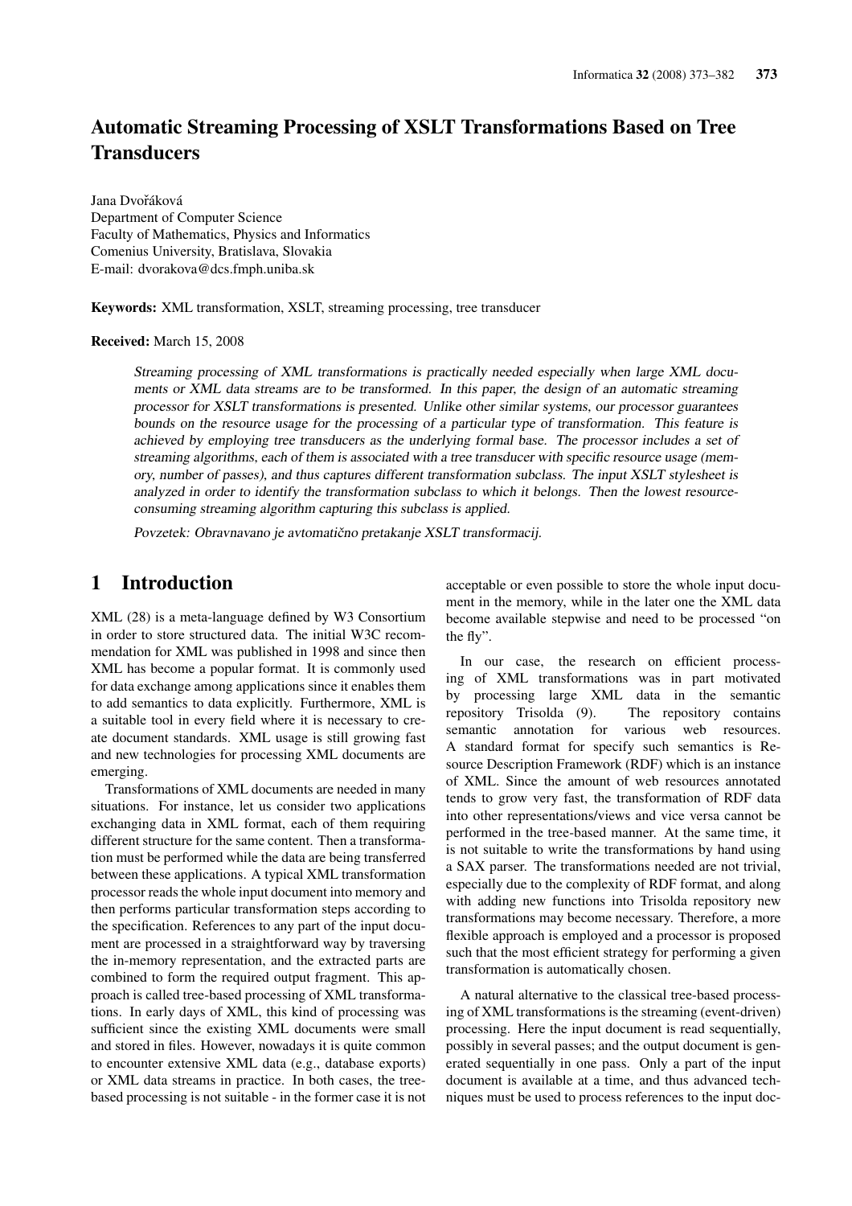# Automatic Streaming Processing of XSLT Transformations Based on Tree Transducers

Jana Dvořáková  
Department of Computer Science  
Faculty of Mathematics, Physics and Informatics  
Comenius University, Bratislava, Slovakia  
E-mail: dvorakova@dcs.fmph.uniba.sk

**Keywords:** XML transformation, XSLT, streaming processing, tree transducer

**Received:** March 15, 2008

*Streaming processing of XML transformations is practically needed especially when large XML documents or XML data streams are to be transformed. In this paper, the design of an automatic streaming processor for XSLT transformations is presented. Unlike other similar systems, our processor guarantees bounds on the resource usage for the processing of a particular type of transformation. This feature is achieved by employing tree transducers as the underlying formal base. The processor includes a set of streaming algorithms, each of them is associated with a tree transducer with specific resource usage (memory, number of passes), and thus captures different transformation subclass. The input XSLT stylesheet is analyzed in order to identify the transformation subclass to which it belongs. Then the lowest resource-consuming streaming algorithm capturing this subclass is applied.*

*Povzetek: Obravnavano je avtomatično pretakanje XSLT transformacij.*

## 1 Introduction

XML (28) is a meta-language defined by W3 Consortium in order to store structured data. The initial W3C recommendation for XML was published in 1998 and since then XML has become a popular format. It is commonly used for data exchange among applications since it enables them to add semantics to data explicitly. Furthermore, XML is a suitable tool in every field where it is necessary to create document standards. XML usage is still growing fast and new technologies for processing XML documents are emerging.

Transformations of XML documents are needed in many situations. For instance, let us consider two applications exchanging data in XML format, each of them requiring different structure for the same content. Then a transformation must be performed while the data are being transferred between these applications. A typical XML transformation processor reads the whole input document into memory and then performs particular transformation steps according to the specification. References to any part of the input document are processed in a straightforward way by traversing the in-memory representation, and the extracted parts are combined to form the required output fragment. This approach is called tree-based processing of XML transformations. In early days of XML, this kind of processing was sufficient since the existing XML documents were small and stored in files. However, nowadays it is quite common to encounter extensive XML data (e.g., database exports) or XML data streams in practice. In both cases, the tree-based processing is not suitable - in the former case it is not acceptable or even possible to store the whole input document in the memory, while in the later one the XML data become available stepwise and need to be processed "on the fly".

In our case, the research on efficient processing of XML transformations was in part motivated by processing large XML data in the semantic repository Trisolda (9). The repository contains semantic annotation for various web resources. A standard format for specify such semantics is Resource Description Framework (RDF) which is an instance of XML. Since the amount of web resources annotated tends to grow very fast, the transformation of RDF data into other representations/views and vice versa cannot be performed in the tree-based manner. At the same time, it is not suitable to write the transformations by hand using a SAX parser. The transformations needed are not trivial, especially due to the complexity of RDF format, and along with adding new functions into Trisolda repository new transformations may become necessary. Therefore, a more flexible approach is employed and a processor is proposed such that the most efficient strategy for performing a given transformation is automatically chosen.

A natural alternative to the classical tree-based processing of XML transformations is the streaming (event-driven) processing. Here the input document is read sequentially, possibly in several passes; and the output document is generated sequentially in one pass. Only a part of the input document is available at a time, and thus advanced techniques must be used to process references to the input doc-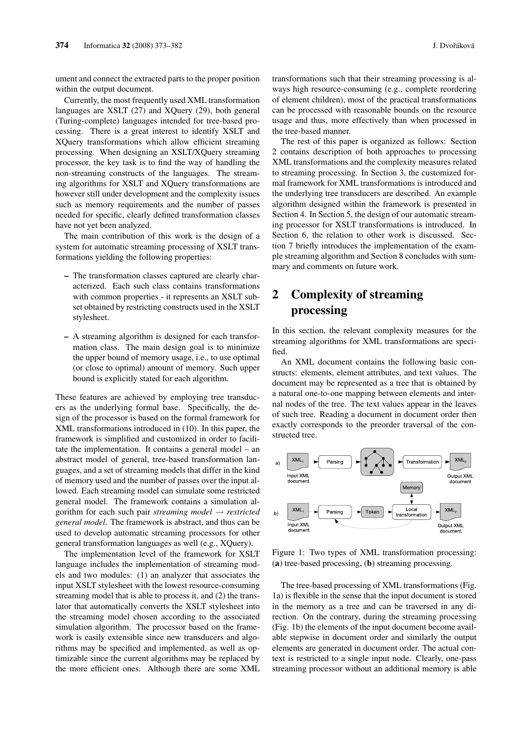ument and connect the extracted parts to the proper position within the output document.

Currently, the most frequently used XML transformation languages are XSLT (27) and XQuery (29), both general (Turing-complete) languages intended for tree-based processing. There is a great interest to identify XSLT and XQuery transformations which allow efficient streaming processing. When designing an XSLT/XQuery streaming processor, the key task is to find the way of handling the non-streaming constructs of the languages. The streaming algorithms for XSLT and XQuery transformations are however still under development and the complexity issues such as memory requirements and the number of passes needed for specific, clearly defined transformation classes have not yet been analyzed.

The main contribution of this work is the design of a system for automatic streaming processing of XSLT transformations yielding the following properties:

– The transformation classes captured are clearly characterized. Each such class contains transformations with common properties - it represents an XSLT subset obtained by restricting constructs used in the XSLT stylesheet.

– A streaming algorithm is designed for each transformation class. The main design goal is to minimize the upper bound of memory usage, i.e., to use optimal (or close to optimal) amount of memory. Such upper bound is explicitly stated for each algorithm.

These features are achieved by employing tree transducers as the underlying formal base. Specifically, the design of the processor is based on the formal framework for XML transformations introduced in (10). In this paper, the framework is simplified and customized in order to facilitate the implementation. It contains a general model – an abstract model of general, tree-based transformation languages, and a set of streaming models that differ in the kind of memory used and the number of passes over the input allowed. Each streaming model can simulate some restricted general model. The framework contains a simulation algorithm for each such pair *streaming model → restricted general model*. The framework is abstract, and thus can be used to develop automatic streaming processors for other general transformation languages as well (e.g., XQuery).

The implementation level of the framework for XSLT language includes the implementation of streaming models and two modules: (1) an analyzer that associates the input XSLT stylesheet with the lowest resource-consuming streaming model that is able to process it, and (2) the translator that automatically converts the XSLT stylesheet into the streaming model chosen according to the associated simulation algorithm. The processor based on the framework is easily extensible since new transducers and algorithms may be specified and implemented, as well as optimizable since the current algorithms may be replaced by the more efficient ones. Although there are some XML transformations such that their streaming processing is always high resource-consuming (e.g., complete reordering of element children), most of the practical transformations can be processed with reasonable bounds on the resource usage and thus, more effectively than when processed in the tree-based manner.

The rest of this paper is organized as follows: Section 2 contains description of both approaches to processing XML transformations and the complexity measures related to streaming processing. In Section 3, the customized formal framework for XML transformations is introduced and the underlying tree transducers are described. An example algorithm designed within the framework is presented in Section 4. In Section 5, the design of our automatic streaming processor for XSLT transformations is introduced. In Section 6, the relation to other work is discussed. Section 7 briefly introduces the implementation of the example streaming algorithm and Section 8 concludes with summary and comments on future work.

## 2 Complexity of streaming processing

In this section, the relevant complexity measures for the streaming algorithms for XML transformations are specified.

An XML document contains the following basic constructs: elements, element attributes, and text values. The document may be represented as a tree that is obtained by a natural one-to-one mapping between elements and internal nodes of the tree. The text values appear in the leaves of such tree. Reading a document in document order then exactly corresponds to the preorder traversal of the constructed tree.

Figure 1: Two types of XML transformation processing: (**a**) tree-based processing, (**b**) streaming processing.

The tree-based processing of XML transformations (Fig. 1a) is flexible in the sense that the input document is stored in the memory as a tree and can be traversed in any direction. On the contrary, during the streaming processing (Fig. 1b) the elements of the input document become available stepwise in document order and similarly the output elements are generated in document order. The actual context is restricted to a single input node. Clearly, one-pass streaming processor without an additional memory is able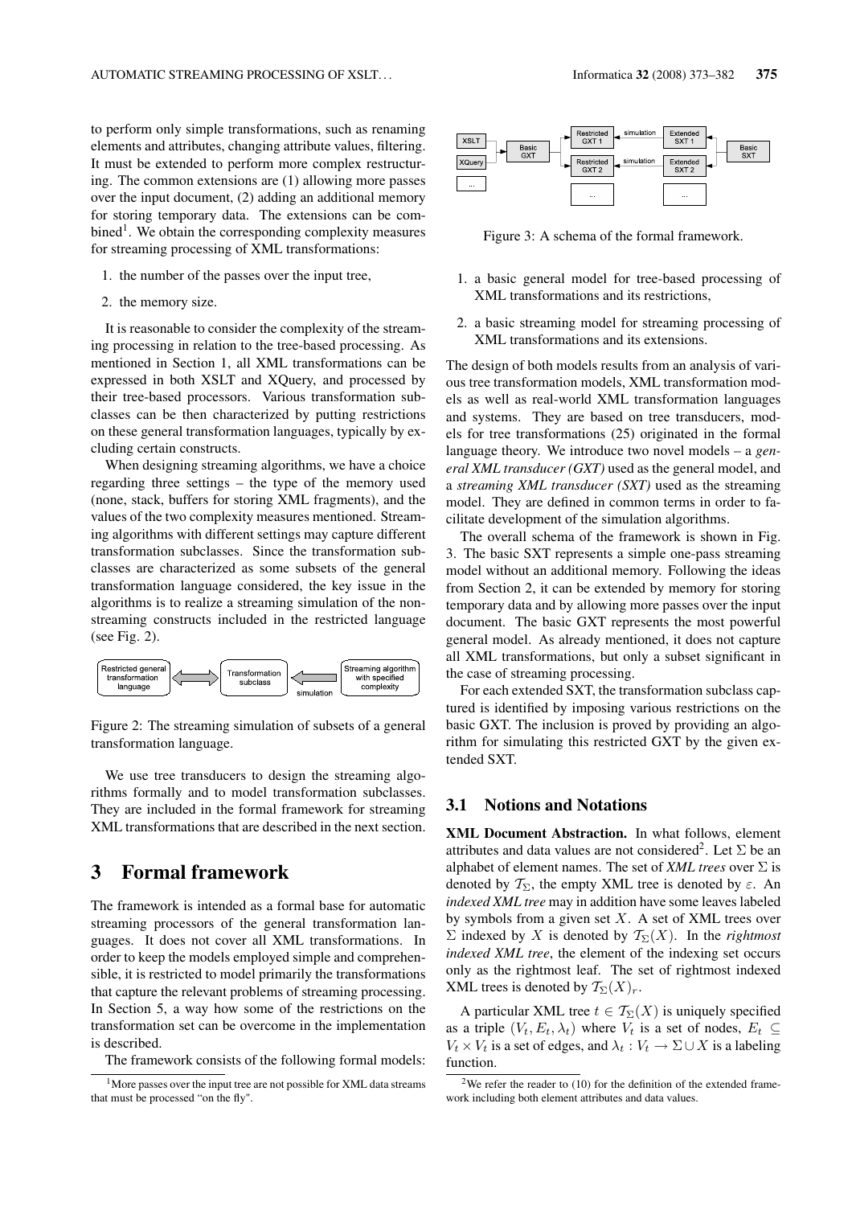to perform only simple transformations, such as renaming elements and attributes, changing attribute values, filtering. It must be extended to perform more complex restructuring. The common extensions are (1) allowing more passes over the input document, (2) adding an additional memory for storing temporary data. The extensions can be combined[1]. We obtain the corresponding complexity measures for streaming processing of XML transformations:

1. the number of the passes over the input tree,
2. the memory size.

It is reasonable to consider the complexity of the streaming processing in relation to the tree-based processing. As mentioned in Section 1, all XML transformations can be expressed in both XSLT and XQuery, and processed by their tree-based processors. Various transformation subclasses can be then characterized by putting restrictions on these general transformation languages, typically by excluding certain constructs.

When designing streaming algorithms, we have a choice regarding three settings – the type of the memory used (none, stack, buffers for storing XML fragments), and the values of the two complexity measures mentioned. Streaming algorithms with different settings may capture different transformation subclasses. Since the transformation subclasses are characterized as some subsets of the general transformation language considered, the key issue in the algorithms is to realize a streaming simulation of the non-streaming constructs included in the restricted language (see Fig. 2).

Figure 2: The streaming simulation of subsets of a general transformation language.

We use tree transducers to design the streaming algorithms formally and to model transformation subclasses. They are included in the formal framework for streaming XML transformations that are described in the next section.

# 3 Formal framework

The framework is intended as a formal base for automatic streaming processors of the general transformation languages. It does not cover all XML transformations. In order to keep the models employed simple and comprehensible, it is restricted to model primarily the transformations that capture the relevant problems of streaming processing. In Section 5, a way how some of the restrictions on the transformation set can be overcome in the implementation is described.

The framework consists of the following formal models:

Figure 3: A schema of the formal framework.

1. a basic general model for tree-based processing of XML transformations and its restrictions,
2. a basic streaming model for streaming processing of XML transformations and its extensions.

The design of both models results from an analysis of various tree transformation models, XML transformation models as well as real-world XML transformation languages and systems. They are based on tree transducers, models for tree transformations (25) originated in the formal language theory. We introduce two novel models – a *general XML transducer (GXT)* used as the general model, and a *streaming XML transducer (SXT)* used as the streaming model. They are defined in common terms in order to facilitate development of the simulation algorithms.

The overall schema of the framework is shown in Fig. 3. The basic SXT represents a simple one-pass streaming model without an additional memory. Following the ideas from Section 2, it can be extended by memory for storing temporary data and by allowing more passes over the input document. The basic GXT represents the most powerful general model. As already mentioned, it does not capture all XML transformations, but only a subset significant in the case of streaming processing.

For each extended SXT, the transformation subclass captured is identified by imposing various restrictions on the basic GXT. The inclusion is proved by providing an algorithm for simulating this restricted GXT by the given extended SXT.

## 3.1 Notions and Notations

**XML Document Abstraction.** In what follows, element attributes and data values are not considered[2]. Let $\Sigma$ be an alphabet of element names. The set of *XML trees* over $\Sigma$ is denoted by $\mathcal{T}_\Sigma$, the empty XML tree is denoted by $\varepsilon$. An *indexed XML tree* may in addition have some leaves labeled by symbols from a given set $X$. A set of XML trees over $\Sigma$ indexed by $X$ is denoted by $\mathcal{T}_\Sigma(X)$. In the *rightmost indexed XML tree*, the element of the indexing set occurs only as the rightmost leaf. The set of rightmost indexed XML trees is denoted by $\mathcal{T}_\Sigma(X)_r$.

A particular XML tree $t \in \mathcal{T}_\Sigma(X)$ is uniquely specified as a triple $(V_t, E_t, \lambda_t)$ where $V_t$ is a set of nodes, $E_t \subseteq V_t \times V_t$ is a set of edges, and $\lambda_t : V_t \rightarrow \Sigma \cup X$ is a labeling function.

[1] More passes over the input tree are not possible for XML data streams that must be processed "on the fly".

[2] We refer the reader to (10) for the definition of the extended framework including both element attributes and data values.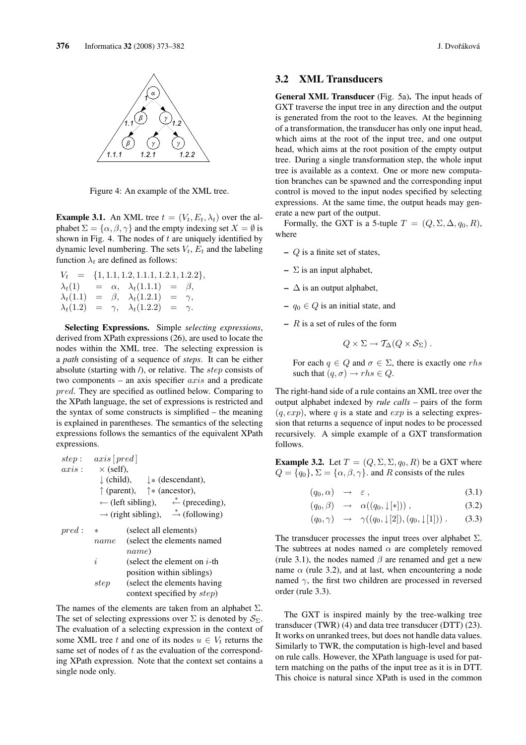Figure 4: An example of the XML tree.

**Example 3.1.** An XML tree $t = (V_t, E_t, \lambda_t)$ over the alphabet $\Sigma = \{\alpha, \beta, \gamma\}$ and the empty indexing set $X = \emptyset$ is shown in Fig. 4. The nodes of $t$ are uniquely identified by dynamic level numbering. The sets $V_t$, $E_t$ and the labeling function $\lambda_t$ are defined as follows:

$$
\begin{array}{lllllll}
V_t & = & \{1, 1.1, 1.2, 1.1.1, 1.2.1, 1.2.2\}, & & & & \\
\lambda_t(1) & = & \alpha, & \lambda_t(1.1.1) & = & \beta, & \\
\lambda_t(1.1) & = & \beta, & \lambda_t(1.2.1) & = & \gamma, & \\
\lambda_t(1.2) & = & \gamma, & \lambda_t(1.2.2) & = & \gamma. &
\end{array}
$$

**Selecting Expressions.** Simple *selecting expressions*, derived from XPath expressions (26), are used to locate the nodes within the XML tree. The selecting expression is a *path* consisting of a sequence of *steps*. It can be either absolute (starting with /), or relative. The $step$ consists of two components – an axis specifier $axis$ and a predicate $pred$. They are specified as outlined below. Comparing to the XPath language, the set of expressions is restricted and the syntax of some constructs is simplified – the meaning is explained in parentheses. The semantics of the selecting expressions follows the semantics of the equivalent XPath expressions.

$step$ : $axis\,[pred]$

$axis$ :
- $\times$ (self),
- $\downarrow$ (child), $\downarrow\!*$ (descendant),
- $\uparrow$ (parent), $\uparrow\!*$ (ancestor),
- $\leftarrow$ (left sibling), $\overset{*}{\leftarrow}$ (preceding),
- $\rightarrow$ (right sibling), $\overset{*}{\rightarrow}$ (following)

$pred$ :
- $*$ (select all elements)
- $name$ (select the elements named $name$)
- $i$ (select the element on $i$-th position within siblings)
- $step$ (select the elements having context specified by $step$)

The names of the elements are taken from an alphabet $\Sigma$. The set of selecting expressions over $\Sigma$ is denoted by $\mathcal{S}_\Sigma$. The evaluation of a selecting expression in the context of some XML tree $t$ and one of its nodes $u \in V_t$ returns the same set of nodes of $t$ as the evaluation of the corresponding XPath expression. Note that the context set contains a single node only.

### 3.2 XML Transducers

**General XML Transducer** (Fig. 5a)**.** The input heads of GXT traverse the input tree in any direction and the output is generated from the root to the leaves. At the beginning of a transformation, the transducer has only one input head, which aims at the root of the input tree, and one output head, which aims at the root position of the empty output tree. During a single transformation step, the whole input tree is available as a context. One or more new computation branches can be spawned and the corresponding input control is moved to the input nodes specified by selecting expressions. At the same time, the output heads may generate a new part of the output.

Formally, the GXT is a 5-tuple $T = (Q, \Sigma, \Delta, q_0, R)$, where

- $Q$ is a finite set of states,
- $\Sigma$ is an input alphabet,
- $\Delta$ is an output alphabet,
- $q_0 \in Q$ is an initial state, and
- $R$ is a set of rules of the form

$$Q \times \Sigma \rightarrow \mathcal{T}_\Delta(Q \times \mathcal{S}_\Sigma)\,.$$

For each $q \in Q$ and $\sigma \in \Sigma$, there is exactly one $rhs$ such that $(q, \sigma) \rightarrow rhs \in Q$.

The right-hand side of a rule contains an XML tree over the output alphabet indexed by *rule calls* – pairs of the form $(q, exp)$, where $q$ is a state and $exp$ is a selecting expression that returns a sequence of input nodes to be processed recursively. A simple example of a GXT transformation follows.

**Example 3.2.** Let $T = (Q, \Sigma, \Sigma, q_0, R)$ be a GXT where $Q = \{q_0\}$, $\Sigma = \{\alpha, \beta, \gamma\}$. and $R$ consists of the rules

$$(q_0, \alpha) \rightarrow \varepsilon\,, \tag{3.1}$$

$$(q_0, \beta) \rightarrow \alpha((q_0, \downarrow[*]))\,, \tag{3.2}$$

$$(q_0, \gamma) \rightarrow \gamma((q_0, \downarrow[2]), (q_0, \downarrow[1]))\,. \tag{3.3}$$

The transducer processes the input trees over alphabet $\Sigma$. The subtrees at nodes named $\alpha$ are completely removed (rule 3.1), the nodes named $\beta$ are renamed and get a new name $\alpha$ (rule 3.2), and at last, when encountering a node named $\gamma$, the first two children are processed in reversed order (rule 3.3).

The GXT is inspired mainly by the tree-walking tree transducer (TWR) (4) and data tree transducer (DTT) (23). It works on unranked trees, but does not handle data values. Similarly to TWR, the computation is high-level and based on rule calls. However, the XPath language is used for pattern matching on the paths of the input tree as it is in DTT. This choice is natural since XPath is used in the common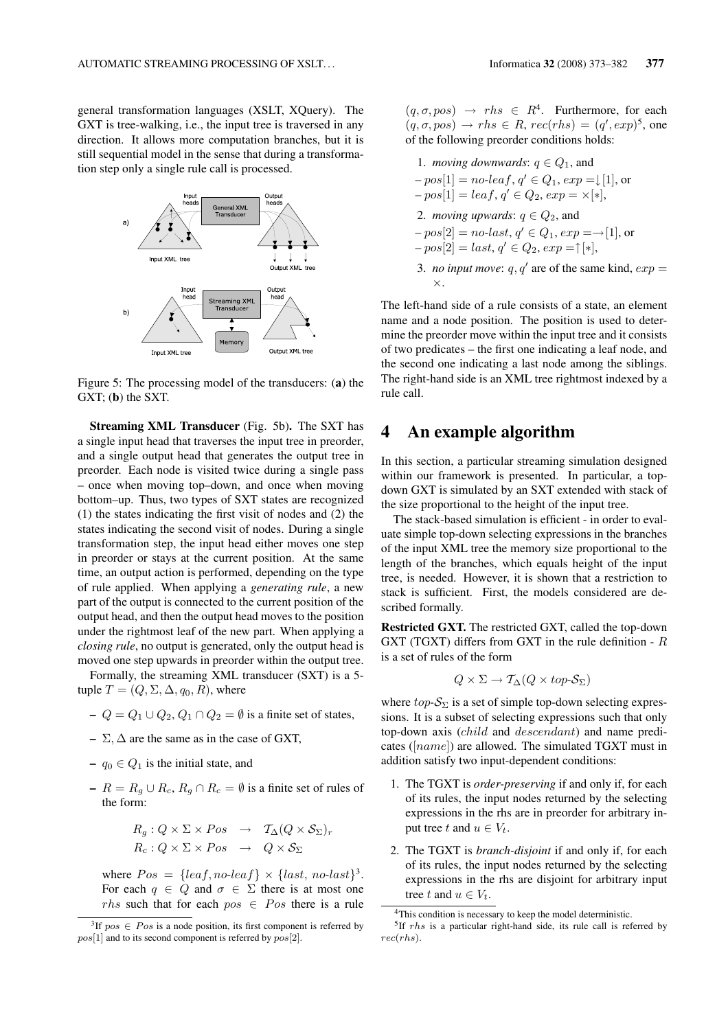general transformation languages (XSLT, XQuery). The GXT is tree-walking, i.e., the input tree is traversed in any direction. It allows more computation branches, but it is still sequential model in the sense that during a transformation step only a single rule call is processed.

Figure 5: The processing model of the transducers: (**a**) the GXT; (**b**) the SXT.

**Streaming XML Transducer** (Fig. 5b)**.** The SXT has a single input head that traverses the input tree in preorder, and a single output head that generates the output tree in preorder. Each node is visited twice during a single pass – once when moving top–down, and once when moving bottom–up. Thus, two types of SXT states are recognized (1) the states indicating the first visit of nodes and (2) the states indicating the second visit of nodes. During a single transformation step, the input head either moves one step in preorder or stays at the current position. At the same time, an output action is performed, depending on the type of rule applied. When applying a *generating rule*, a new part of the output is connected to the current position of the output head, and then the output head moves to the position under the rightmost leaf of the new part. When applying a *closing rule*, no output is generated, only the output head is moved one step upwards in preorder within the output tree.

Formally, the streaming XML transducer (SXT) is a 5-tuple $T = (Q, \Sigma, \Delta, q_0, R)$, where

- $Q = Q_1 \cup Q_2, Q_1 \cap Q_2 = \emptyset$ is a finite set of states,
- $\Sigma, \Delta$ are the same as in the case of GXT,
- $q_0 \in Q_1$ is the initial state, and
- $R = R_g \cup R_c, R_g \cap R_c = \emptyset$ is a finite set of rules of the form:

$$R_g : Q \times \Sigma \times Pos \rightarrow \mathcal{T}_\Delta(Q \times \mathcal{S}_\Sigma)_r$$
$$R_c : Q \times \Sigma \times Pos \rightarrow Q \times \mathcal{S}_\Sigma$$

where $Pos = \{leaf, no\text{-}leaf\} \times \{last, no\text{-}last\}$[3]. For each $q \in Q$ and $\sigma \in \Sigma$ there is at most one $rhs$ such that for each $pos \in Pos$ there is a rule $(q, \sigma, pos) \rightarrow rhs \in R$[4]. Furthermore, for each $(q, \sigma, pos) \rightarrow rhs \in R$, $rec(rhs) = (q', exp)$[5], one of the following preorder conditions holds:

1. *moving downwards*: $q \in Q_1$, and
   – $pos[1] = no\text{-}leaf$, $q' \in Q_1$, $exp = \downarrow[1]$, or
   – $pos[1] = leaf$, $q' \in Q_2$, $exp = \times[*]$,
2. *moving upwards*: $q \in Q_2$, and
   – $pos[2] = no\text{-}last$, $q' \in Q_1$, $exp = \rightarrow[1]$, or
   – $pos[2] = last$, $q' \in Q_2$, $exp = \uparrow[*]$,
3. *no input move*: $q, q'$ are of the same kind, $exp = \times$.

The left-hand side of a rule consists of a state, an element name and a node position. The position is used to determine the preorder move within the input tree and it consists of two predicates – the first one indicating a leaf node, and the second one indicating a last node among the siblings. The right-hand side is an XML tree rightmost indexed by a rule call.

## 4 An example algorithm

In this section, a particular streaming simulation designed within our framework is presented. In particular, a top-down GXT is simulated by an SXT extended with stack of the size proportional to the height of the input tree.

The stack-based simulation is efficient - in order to evaluate simple top-down selecting expressions in the branches of the input XML tree the memory size proportional to the length of the branches, which equals height of the input tree, is needed. However, it is shown that a restriction to stack is sufficient. First, the models considered are described formally.

**Restricted GXT.** The restricted GXT, called the top-down GXT (TGXT) differs from GXT in the rule definition - $R$ is a set of rules of the form

$$Q \times \Sigma \rightarrow \mathcal{T}_\Delta(Q \times top\text{-}\mathcal{S}_\Sigma)$$

where $top\text{-}\mathcal{S}_\Sigma$ is a set of simple top-down selecting expressions. It is a subset of selecting expressions such that only top-down axis ($child$ and $descendant$) and name predicates ($[name]$) are allowed. The simulated TGXT must in addition satisfy two input-dependent conditions:

1. The TGXT is *order-preserving* if and only if, for each of its rules, the input nodes returned by the selecting expressions in the rhs are in preorder for arbitrary input tree $t$ and $u \in V_t$.
2. The TGXT is *branch-disjoint* if and only if, for each of its rules, the input nodes returned by the selecting expressions in the rhs are disjoint for arbitrary input tree $t$ and $u \in V_t$.

[3]If $pos \in Pos$ is a node position, its first component is referred by $pos[1]$ and to its second component is referred by $pos[2]$.

[4]This condition is necessary to keep the model deterministic.

[5]If $rhs$ is a particular right-hand side, its rule call is referred by $rec(rhs)$.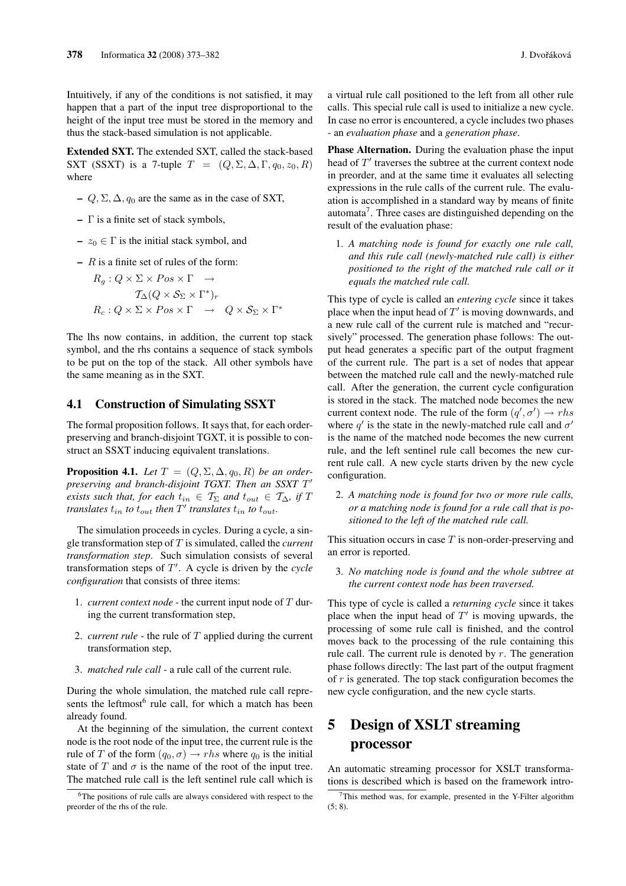Intuitively, if any of the conditions is not satisfied, it may happen that a part of the input tree disproportional to the height of the input tree must be stored in the memory and thus the stack-based simulation is not applicable.

**Extended SXT.** The extended SXT, called the stack-based SXT (SSXT) is a 7-tuple $T = (Q, \Sigma, \Delta, \Gamma, q_0, z_0, R)$ where

- $Q, \Sigma, \Delta, q_0$ are the same as in the case of SXT,
- $\Gamma$ is a finite set of stack symbols,
- $z_0 \in \Gamma$ is the initial stack symbol, and
- $R$ is a finite set of rules of the form:

$$R_g : Q \times \Sigma \times Pos \times \Gamma \rightarrow \mathcal{T}_\Delta(Q \times \mathcal{S}_\Sigma \times \Gamma^*)_r$$
$$R_c : Q \times \Sigma \times Pos \times \Gamma \rightarrow Q \times \mathcal{S}_\Sigma \times \Gamma^*$$

The lhs now contains, in addition, the current top stack symbol, and the rhs contains a sequence of stack symbols to be put on the top of the stack. All other symbols have the same meaning as in the SXT.

## 4.1 Construction of Simulating SSXT

The formal proposition follows. It says that, for each order-preserving and branch-disjoint TGXT, it is possible to construct an SSXT inducing equivalent translations.

**Proposition 4.1.** *Let $T = (Q, \Sigma, \Delta, q_0, R)$ be an order-preserving and branch-disjoint TGXT. Then an SSXT $T'$ exists such that, for each $t_{in} \in \mathcal{T}_\Sigma$ and $t_{out} \in \mathcal{T}_\Delta$, if $T$ translates $t_{in}$ to $t_{out}$ then $T'$ translates $t_{in}$ to $t_{out}$.*

The simulation proceeds in cycles. During a cycle, a single transformation step of $T$ is simulated, called the *current transformation step*. Such simulation consists of several transformation steps of $T'$. A cycle is driven by the *cycle configuration* that consists of three items:

1. *current context node* - the current input node of $T$ during the current transformation step,
2. *current rule* - the rule of $T$ applied during the current transformation step,
3. *matched rule call* - a rule call of the current rule.

During the whole simulation, the matched rule call represents the leftmost[6] rule call, for which a match has been already found.

At the beginning of the simulation, the current context node is the root node of the input tree, the current rule is the rule of $T$ of the form $(q_0, \sigma) \rightarrow rhs$ where $q_0$ is the initial state of $T$ and $\sigma$ is the name of the root of the input tree. The matched rule call is the left sentinel rule call which is a virtual rule call positioned to the left from all other rule calls. This special rule call is used to initialize a new cycle. In case no error is encountered, a cycle includes two phases - an *evaluation phase* and a *generation phase*.

**Phase Alternation.** During the evaluation phase the input head of $T'$ traverses the subtree at the current context node in preorder, and at the same time it evaluates all selecting expressions in the rule calls of the current rule. The evaluation is accomplished in a standard way by means of finite automata[7]. Three cases are distinguished depending on the result of the evaluation phase:

1. *A matching node is found for exactly one rule call, and this rule call (newly-matched rule call) is either positioned to the right of the matched rule call or it equals the matched rule call.*

This type of cycle is called an *entering cycle* since it takes place when the input head of $T'$ is moving downwards, and a new rule call of the current rule is matched and "recursively" processed. The generation phase follows: The output head generates a specific part of the output fragment of the current rule. The part is a set of nodes that appear between the matched rule call and the newly-matched rule call. After the generation, the current cycle configuration is stored in the stack. The matched node becomes the new current context node. The rule of the form $(q', \sigma') \rightarrow rhs$ where $q'$ is the state in the newly-matched rule call and $\sigma'$ is the name of the matched node becomes the new current rule, and the left sentinel rule call becomes the new current rule call. A new cycle starts driven by the new cycle configuration.

2. *A matching node is found for two or more rule calls, or a matching node is found for a rule call that is positioned to the left of the matched rule call.*

This situation occurs in case $T$ is non-order-preserving and an error is reported.

3. *No matching node is found and the whole subtree at the current context node has been traversed.*

This type of cycle is called a *returning cycle* since it takes place when the input head of $T'$ is moving upwards, the processing of some rule call is finished, and the control moves back to the processing of the rule containing this rule call. The current rule is denoted by $r$. The generation phase follows directly: The last part of the output fragment of $r$ is generated. The top stack configuration becomes the new cycle configuration, and the new cycle starts.

# 5 Design of XSLT streaming processor

An automatic streaming processor for XSLT transformations is described which is based on the framework intro-

[6] The positions of rule calls are always considered with respect to the preorder of the rhs of the rule.

[7] This method was, for example, presented in the Y-Filter algorithm (5; 8).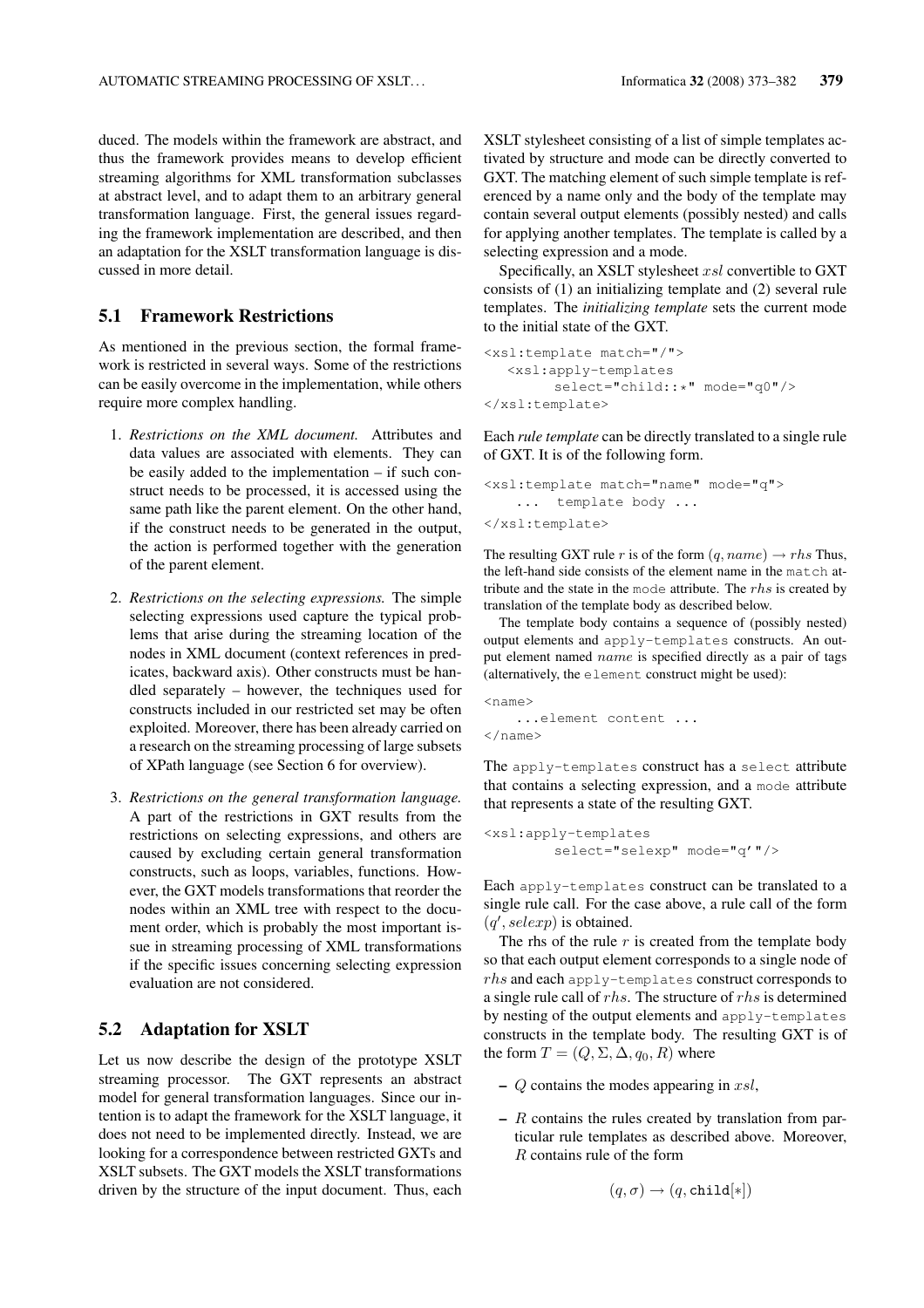duced. The models within the framework are abstract, and thus the framework provides means to develop efficient streaming algorithms for XML transformation subclasses at abstract level, and to adapt them to an arbitrary general transformation language. First, the general issues regarding the framework implementation are described, and then an adaptation for the XSLT transformation language is discussed in more detail.

## 5.1 Framework Restrictions

As mentioned in the previous section, the formal framework is restricted in several ways. Some of the restrictions can be easily overcome in the implementation, while others require more complex handling.

1. *Restrictions on the XML document.* Attributes and data values are associated with elements. They can be easily added to the implementation – if such construct needs to be processed, it is accessed using the same path like the parent element. On the other hand, if the construct needs to be generated in the output, the action is performed together with the generation of the parent element.

2. *Restrictions on the selecting expressions.* The simple selecting expressions used capture the typical problems that arise during the streaming location of the nodes in XML document (context references in predicates, backward axis). Other constructs must be handled separately – however, the techniques used for constructs included in our restricted set may be often exploited. Moreover, there has been already carried on a research on the streaming processing of large subsets of XPath language (see Section 6 for overview).

3. *Restrictions on the general transformation language.* A part of the restrictions in GXT results from the restrictions on selecting expressions, and others are caused by excluding certain general transformation constructs, such as loops, variables, functions. However, the GXT models transformations that reorder the nodes within an XML tree with respect to the document order, which is probably the most important issue in streaming processing of XML transformations if the specific issues concerning selecting expression evaluation are not considered.

## 5.2 Adaptation for XSLT

Let us now describe the design of the prototype XSLT streaming processor. The GXT represents an abstract model for general transformation languages. Since our intention is to adapt the framework for the XSLT language, it does not need to be implemented directly. Instead, we are looking for a correspondence between restricted GXTs and XSLT subsets. The GXT models the XSLT transformations driven by the structure of the input document. Thus, each XSLT stylesheet consisting of a list of simple templates activated by structure and mode can be directly converted to GXT. The matching element of such simple template is referenced by a name only and the body of the template may contain several output elements (possibly nested) and calls for applying another templates. The template is called by a selecting expression and a mode.

Specifically, an XSLT stylesheet $xsl$ convertible to GXT consists of (1) an initializing template and (2) several rule templates. The *initializing template* sets the current mode to the initial state of the GXT.

```
<xsl:template match="/">
   <xsl:apply-templates
        select="child::*" mode="q0"/>
</xsl:template>
```

Each *rule template* can be directly translated to a single rule of GXT. It is of the following form.

```
<xsl:template match="name" mode="q">
    ...  template body ...
</xsl:template>
```

The resulting GXT rule $r$ is of the form $(q, name) \to rhs$ Thus, the left-hand side consists of the element name in the `match` attribute and the state in the `mode` attribute. The $rhs$ is created by translation of the template body as described below.

The template body contains a sequence of (possibly nested) output elements and `apply-templates` constructs. An output element named $name$ is specified directly as a pair of tags (alternatively, the `element` construct might be used):

```
<name>
   ...element content ...
</name>
```

The `apply-templates` construct has a `select` attribute that contains a selecting expression, and a `mode` attribute that represents a state of the resulting GXT.

```
<xsl:apply-templates
        select="selexp" mode="q'"/>
```

Each `apply-templates` construct can be translated to a single rule call. For the case above, a rule call of the form $(q', selexp)$ is obtained.

The rhs of the rule $r$ is created from the template body so that each output element corresponds to a single node of $rhs$ and each `apply-templates` construct corresponds to a single rule call of $rhs$. The structure of $rhs$ is determined by nesting of the output elements and `apply-templates` constructs in the template body. The resulting GXT is of the form $T = (Q, \Sigma, \Delta, q_0, R)$ where

– $Q$ contains the modes appearing in $xsl$,

– $R$ contains the rules created by translation from particular rule templates as described above. Moreover, $R$ contains rule of the form

$$(q, \sigma) \to (q, \mathtt{child}[*])$$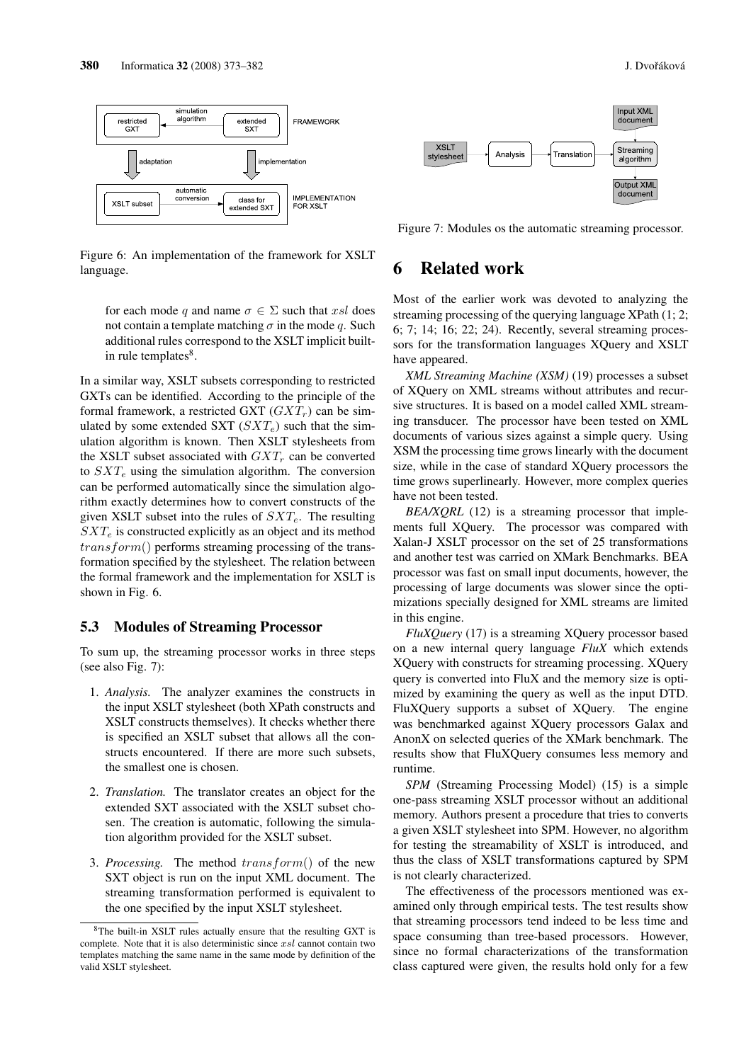Figure 6: An implementation of the framework for XSLT language.

for each mode $q$ and name $\sigma \in \Sigma$ such that $xsl$ does not contain a template matching $\sigma$ in the mode $q$. Such additional rules correspond to the XSLT implicit built-in rule templates[8].

In a similar way, XSLT subsets corresponding to restricted GXTs can be identified. According to the principle of the formal framework, a restricted GXT ($GXT_r$) can be simulated by some extended SXT ($SXT_e$) such that the simulation algorithm is known. Then XSLT stylesheets from the XSLT subset associated with $GXT_r$ can be converted to $SXT_e$ using the simulation algorithm. The conversion can be performed automatically since the simulation algorithm exactly determines how to convert constructs of the given XSLT subset into the rules of $SXT_e$. The resulting $SXT_e$ is constructed explicitly as an object and its method $transform()$ performs streaming processing of the transformation specified by the stylesheet. The relation between the formal framework and the implementation for XSLT is shown in Fig. 6.

### 5.3 Modules of Streaming Processor

To sum up, the streaming processor works in three steps (see also Fig. 7):

1. *Analysis.* The analyzer examines the constructs in the input XSLT stylesheet (both XPath constructs and XSLT constructs themselves). It checks whether there is specified an XSLT subset that allows all the constructs encountered. If there are more such subsets, the smallest one is chosen.
2. *Translation.* The translator creates an object for the extended SXT associated with the XSLT subset chosen. The creation is automatic, following the simulation algorithm provided for the XSLT subset.
3. *Processing.* The method $transform()$ of the new SXT object is run on the input XML document. The streaming transformation performed is equivalent to the one specified by the input XSLT stylesheet.

[8] The built-in XSLT rules actually ensure that the resulting GXT is complete. Note that it is also deterministic since $xsl$ cannot contain two templates matching the same name in the same mode by definition of the valid XSLT stylesheet.

Figure 7: Modules os the automatic streaming processor.

## 6 Related work

Most of the earlier work was devoted to analyzing the streaming processing of the querying language XPath (1; 2; 6; 7; 14; 16; 22; 24). Recently, several streaming processors for the transformation languages XQuery and XSLT have appeared.

*XML Streaming Machine (XSM)* (19) processes a subset of XQuery on XML streams without attributes and recursive structures. It is based on a model called XML streaming transducer. The processor have been tested on XML documents of various sizes against a simple query. Using XSM the processing time grows linearly with the document size, while in the case of standard XQuery processors the time grows superlinearly. However, more complex queries have not been tested.

*BEA/XQRL* (12) is a streaming processor that implements full XQuery. The processor was compared with Xalan-J XSLT processor on the set of 25 transformations and another test was carried on XMark Benchmarks. BEA processor was fast on small input documents, however, the processing of large documents was slower since the optimizations specially designed for XML streams are limited in this engine.

*FluXQuery* (17) is a streaming XQuery processor based on a new internal query language *FluX* which extends XQuery with constructs for streaming processing. XQuery query is converted into FluX and the memory size is optimized by examining the query as well as the input DTD. FluXQuery supports a subset of XQuery. The engine was benchmarked against XQuery processors Galax and AnonX on selected queries of the XMark benchmark. The results show that FluXQuery consumes less memory and runtime.

*SPM* (Streaming Processing Model) (15) is a simple one-pass streaming XSLT processor without an additional memory. Authors present a procedure that tries to converts a given XSLT stylesheet into SPM. However, no algorithm for testing the streamability of XSLT is introduced, and thus the class of XSLT transformations captured by SPM is not clearly characterized.

The effectiveness of the processors mentioned was examined only through empirical tests. The test results show that streaming processors tend indeed to be less time and space consuming than tree-based processors. However, since no formal characterizations of the transformation class captured were given, the results hold only for a few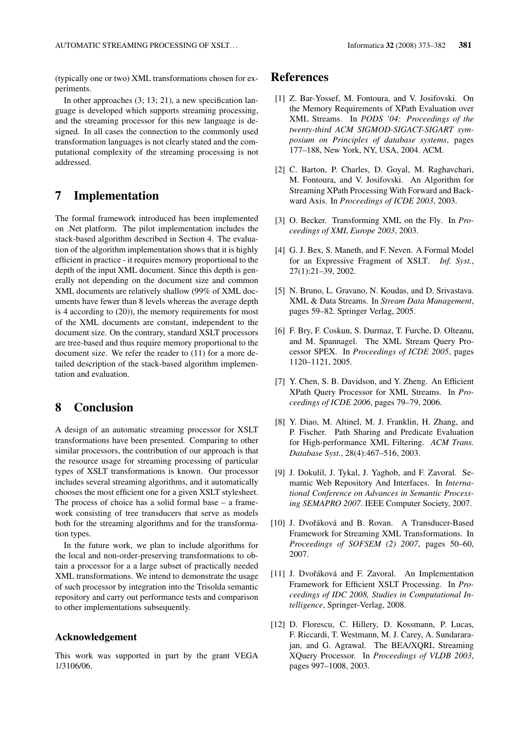(typically one or two) XML transformations chosen for experiments.

In other approaches (3; 13; 21), a new specification language is developed which supports streaming processing, and the streaming processor for this new language is designed. In all cases the connection to the commonly used transformation languages is not clearly stated and the computational complexity of the streaming processing is not addressed.

## 7 Implementation

The formal framework introduced has been implemented on .Net platform. The pilot implementation includes the stack-based algorithm described in Section 4. The evaluation of the algorithm implementation shows that it is highly efficient in practice - it requires memory proportional to the depth of the input XML document. Since this depth is generally not depending on the document size and common XML documents are relatively shallow (99% of XML documents have fewer than 8 levels whereas the average depth is 4 according to (20)), the memory requirements for most of the XML documents are constant, independent to the document size. On the contrary, standard XSLT processors are tree-based and thus require memory proportional to the document size. We refer the reader to (11) for a more detailed description of the stack-based algorithm implementation and evaluation.

## 8 Conclusion

A design of an automatic streaming processor for XSLT transformations have been presented. Comparing to other similar processors, the contribution of our approach is that the resource usage for streaming processing of particular types of XSLT transformations is known. Our processor includes several streaming algorithms, and it automatically chooses the most efficient one for a given XSLT stylesheet. The process of choice has a solid formal base – a framework consisting of tree transducers that serve as models both for the streaming algorithms and for the transformation types.

In the future work, we plan to include algorithms for the local and non-order-preserving transformations to obtain a processor for a a large subset of practically needed XML transformations. We intend to demonstrate the usage of such processor by integration into the Trisolda semantic repository and carry out performance tests and comparison to other implementations subsequently.

### Acknowledgement

This work was supported in part by the grant VEGA 1/3106/06.

## References

[1] Z. Bar-Yossef, M. Fontoura, and V. Josifovski. On the Memory Requirements of XPath Evaluation over XML Streams. In *PODS '04: Proceedings of the twenty-third ACM SIGMOD-SIGACT-SIGART symposium on Principles of database systems*, pages 177–188, New York, NY, USA, 2004. ACM.

[2] C. Barton, P. Charles, D. Goyal, M. Raghavchari, M. Fontoura, and V. Josifovski. An Algorithm for Streaming XPath Processing With Forward and Backward Axis. In *Proceedings of ICDE 2003*, 2003.

[3] O. Becker. Transforming XML on the Fly. In *Proceedings of XML Europe 2003*, 2003.

[4] G. J. Bex, S. Maneth, and F. Neven. A Formal Model for an Expressive Fragment of XSLT. *Inf. Syst.*, 27(1):21–39, 2002.

[5] N. Bruno, L. Gravano, N. Koudas, and D. Srivastava. XML & Data Streams. In *Stream Data Management*, pages 59–82. Springer Verlag, 2005.

[6] F. Bry, F. Coskun, S. Durmaz, T. Furche, D. Olteanu, and M. Spannagel. The XML Stream Query Processor SPEX. In *Proceedings of ICDE 2005*, pages 1120–1121, 2005.

[7] Y. Chen, S. B. Davidson, and Y. Zheng. An Efficient XPath Query Processor for XML Streams. In *Proceedings of ICDE 2006*, pages 79–79, 2006.

[8] Y. Diao, M. Altinel, M. J. Franklin, H. Zhang, and P. Fischer. Path Sharing and Predicate Evaluation for High-performance XML Filtering. *ACM Trans. Database Syst.*, 28(4):467–516, 2003.

[9] J. Dokulil, J. Tykal, J. Yaghob, and F. Zavoral. Semantic Web Repository And Interfaces. In *International Conference on Advances in Semantic Processing SEMAPRO 2007*. IEEE Computer Society, 2007.

[10] J. Dvořáková and B. Rovan. A Transducer-Based Framework for Streaming XML Transformations. In *Proceedings of SOFSEM (2) 2007*, pages 50–60, 2007.

[11] J. Dvořáková and F. Zavoral. An Implementation Framework for Efficient XSLT Processing. In *Proceedings of IDC 2008, Studies in Computational Intelligence*, Springer-Verlag, 2008.

[12] D. Florescu, C. Hillery, D. Kossmann, P. Lucas, F. Riccardi, T. Westmann, M. J. Carey, A. Sundararajan, and G. Agrawal. The BEA/XQRL Streaming XQuery Processor. In *Proceedings of VLDB 2003*, pages 997–1008, 2003.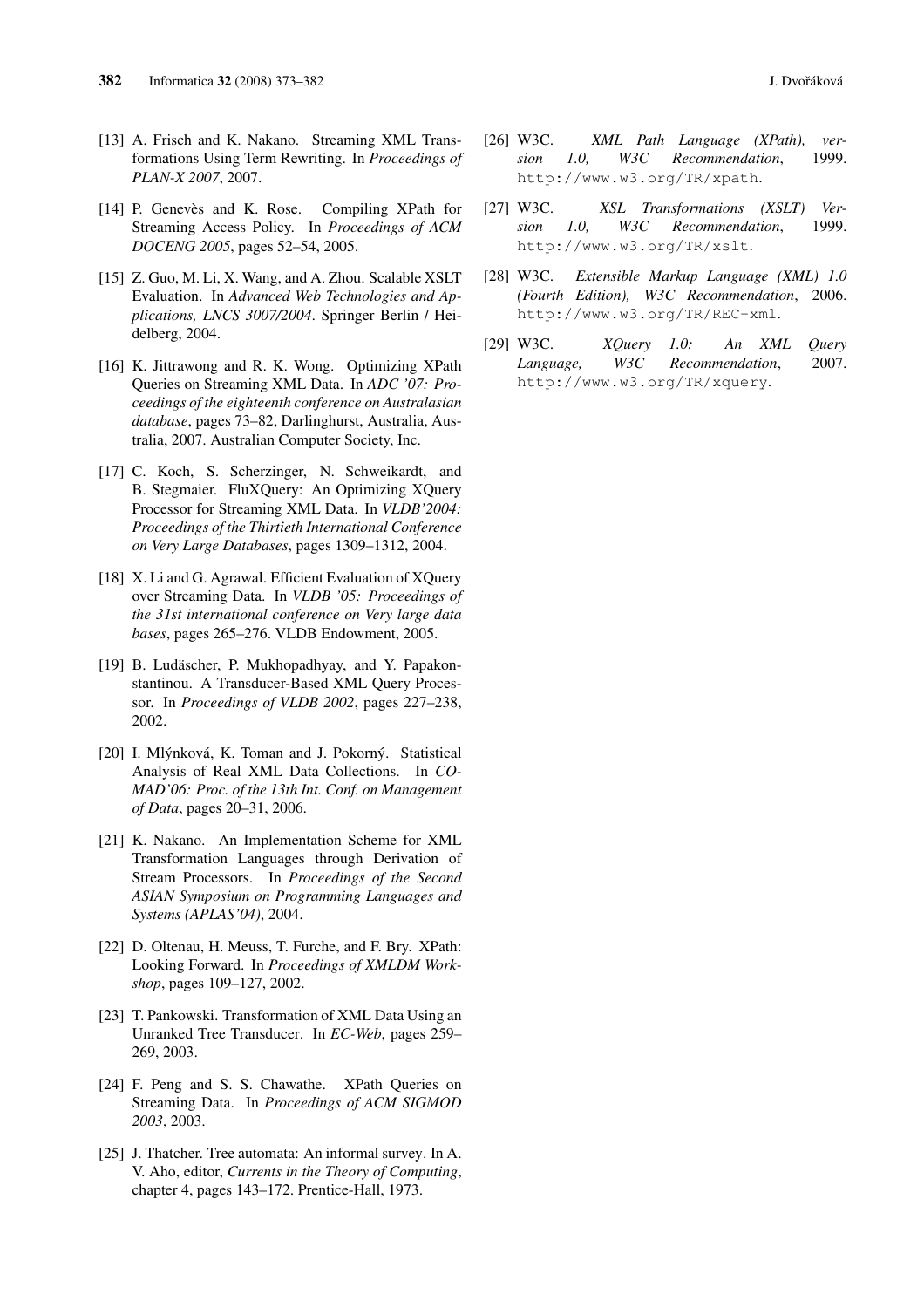[13] A. Frisch and K. Nakano. Streaming XML Transformations Using Term Rewriting. In *Proceedings of PLAN-X 2007*, 2007.

[14] P. Genevès and K. Rose. Compiling XPath for Streaming Access Policy. In *Proceedings of ACM DOCENG 2005*, pages 52–54, 2005.

[15] Z. Guo, M. Li, X. Wang, and A. Zhou. Scalable XSLT Evaluation. In *Advanced Web Technologies and Applications, LNCS 3007/2004*. Springer Berlin / Heidelberg, 2004.

[16] K. Jittrawong and R. K. Wong. Optimizing XPath Queries on Streaming XML Data. In *ADC '07: Proceedings of the eighteenth conference on Australasian database*, pages 73–82, Darlinghurst, Australia, Australia, 2007. Australian Computer Society, Inc.

[17] C. Koch, S. Scherzinger, N. Schweikardt, and B. Stegmaier. FluXQuery: An Optimizing XQuery Processor for Streaming XML Data. In *VLDB'2004: Proceedings of the Thirtieth International Conference on Very Large Databases*, pages 1309–1312, 2004.

[18] X. Li and G. Agrawal. Efficient Evaluation of XQuery over Streaming Data. In *VLDB '05: Proceedings of the 31st international conference on Very large data bases*, pages 265–276. VLDB Endowment, 2005.

[19] B. Ludäscher, P. Mukhopadhyay, and Y. Papakonstantinou. A Transducer-Based XML Query Processor. In *Proceedings of VLDB 2002*, pages 227–238, 2002.

[20] I. Mlýnková, K. Toman and J. Pokorný. Statistical Analysis of Real XML Data Collections. In *COMAD'06: Proc. of the 13th Int. Conf. on Management of Data*, pages 20–31, 2006.

[21] K. Nakano. An Implementation Scheme for XML Transformation Languages through Derivation of Stream Processors. In *Proceedings of the Second ASIAN Symposium on Programming Languages and Systems (APLAS'04)*, 2004.

[22] D. Oltenau, H. Meuss, T. Furche, and F. Bry. XPath: Looking Forward. In *Proceedings of XMLDM Workshop*, pages 109–127, 2002.

[23] T. Pankowski. Transformation of XML Data Using an Unranked Tree Transducer. In *EC-Web*, pages 259–269, 2003.

[24] F. Peng and S. S. Chawathe. XPath Queries on Streaming Data. In *Proceedings of ACM SIGMOD 2003*, 2003.

[25] J. Thatcher. Tree automata: An informal survey. In A. V. Aho, editor, *Currents in the Theory of Computing*, chapter 4, pages 143–172. Prentice-Hall, 1973.

[26] W3C. *XML Path Language (XPath), version 1.0, W3C Recommendation*, 1999. http://www.w3.org/TR/xpath.

[27] W3C. *XSL Transformations (XSLT) Version 1.0, W3C Recommendation*, 1999. http://www.w3.org/TR/xslt.

[28] W3C. *Extensible Markup Language (XML) 1.0 (Fourth Edition), W3C Recommendation*, 2006. http://www.w3.org/TR/REC-xml.

[29] W3C. *XQuery 1.0: An XML Query Language, W3C Recommendation*, 2007. http://www.w3.org/TR/xquery.